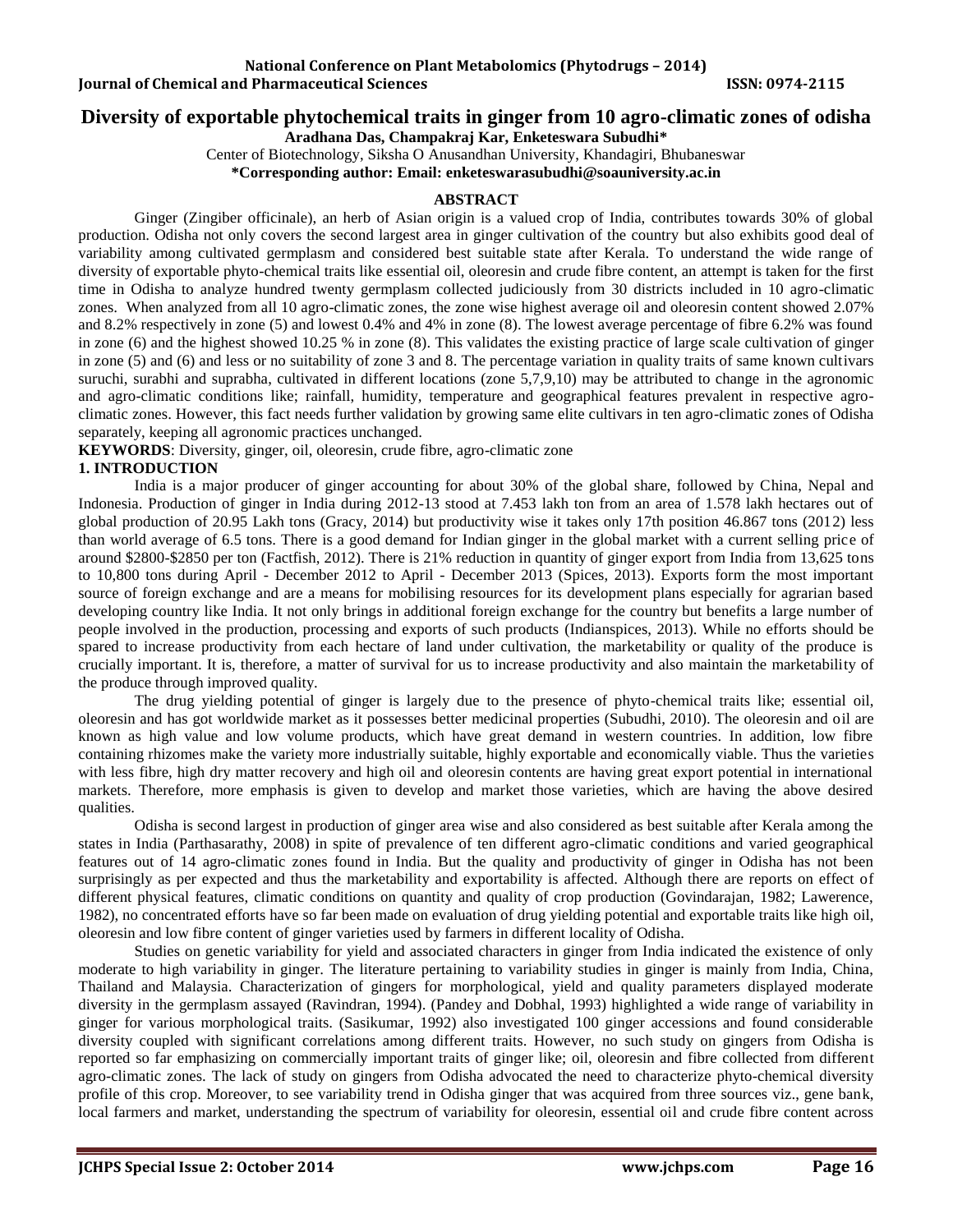# Diversity of exportable phytochemical traits in ginger from 10 agro-climatic zones of odisha

**Aradhana Das, Champakraj Kar, Enketeswara Subudhi***

Center of Biotechnology, Siksha O Anusandhan University, Khandagiri, Bhubaneswar

**\*Correponding author: Email: enketeswarasubudhi@soauniversity.ac.in**

## ABSTRACT

Ginger (Zingiber officinale), an herb of Asian origin is a valued crop of India, contributes towards 30% of global production. Odisha not only covers the second largest area in ginger cultivation of the country but also exhibits good deal of variability among cultivated germplasm and considered best suitable state after Kerala. To understand the wide range of diversity of exportable phyto-chemical traits like essential oil, oleoresin and crude fibre content, an attempt is taken for the first time in Odisha to analyze hundred twenty germplasm collected judiciously from 30 districts included in 10 agro-climatic zones. When analyzed from all 10 agro-climatic zones, the zone wise highest average oil and oleoresin content showed 2.07% and 8.2% respectively in zone (5) and lowest 0.4% and 4% in zone (8). The lowest average percentage of fibre 6.2% was found in zone (6) and the highest showed 10.25 % in zone (8). This validates the existing practice of large scale cultivation of ginger in zone (5) and (6) and less or no suitability of zone 3 and 8. The percentage variation in quality traits of same known cultivars suruchi, surabhi and suprabha, cultivated in different locations (zone 5,7,9,10) may be attributed to change in the agronomic and agro-climatic conditions like; rainfall, humidity, temperature and geographical features prevalent in respective agro-climatic zones. However, this fact needs further validation by growing same elite cultivars in ten agro-climatic zones of Odisha separately, keeping all agronomic practices unchanged.

**KEYWORDS**: Diversity, ginger, oil, oleoresin, crude fibre, agro-climatic zone

## 1. INTRODUCTION

India is a major producer of ginger accounting for about 30% of the global share, followed by China, Nepal and Indonesia. Production of ginger in India during 2012-13 stood at 7.453 lakh ton from an area of 1.578 lakh hectares out of global production of 20.95 Lakh tons (Gracy, 2014) but productivity wise it takes only 17th position 46.867 tons (2012) less than world average of 6.5 tons. There is a good demand for Indian ginger in the global market with a current selling price of around \$2800-\$2850 per ton (Factfish, 2012). There is 21% reduction in quantity of ginger export from India from 13,625 tons to 10,800 tons during April - December 2012 to April - December 2013 (Spices, 2013). Exports form the most important source of foreign exchange and are a means for mobilising resources for its development plans especially for agrarian based developing country like India. It not only brings in additional foreign exchange for the country but benefits a large number of people involved in the production, processing and exports of such products (Indianspices, 2013). While no efforts should be spared to increase productivity from each hectare of land under cultivation, the marketability or quality of the produce is crucially important. It is, therefore, a matter of survival for us to increase productivity and also maintain the marketability of the produce through improved quality.

The drug yielding potential of ginger is largely due to the presence of phyto-chemical traits like; essential oil, oleoresin and has got worldwide market as it possesses better medicinal properties (Subudhi, 2010). The oleoresin and oil are known as high value and low volume products, which have great demand in western countries. In addition, low fibre containing rhizomes make the variety more industrially suitable, highly exportable and economically viable. Thus the varieties with less fibre, high dry matter recovery and high oil and oleoresin contents are having great export potential in international markets. Therefore, more emphasis is given to develop and market those varieties, which are having the above desired qualities.

Odisha is second largest in production of ginger area wise and also considered as best suitable after Kerala among the states in India (Parthasarathy, 2008) in spite of prevalence of ten different agro-climatic conditions and varied geographical features out of 14 agro-climatic zones found in India. But the quality and productivity of ginger in Odisha has not been surprisingly as per expected and thus the marketability and exportability is affected. Although there are reports on effect of different physical features, climatic conditions on quantity and quality of crop production (Govindarajan, 1982; Lawerence, 1982), no concentrated efforts have so far been made on evaluation of drug yielding potential and exportable traits like high oil, oleoresin and low fibre content of ginger varieties used by farmers in different locality of Odisha.

Studies on genetic variability for yield and associated characters in ginger from India indicated the existence of only moderate to high variability in ginger. The literature pertaining to variability studies in ginger is mainly from India, China, Thailand and Malaysia. Characterization of gingers for morphological, yield and quality parameters displayed moderate diversity in the germplasm assayed (Ravindran, 1994). (Pandey and Dobhal, 1993) highlighted a wide range of variability in ginger for various morphological traits. (Sasikumar, 1992) also investigated 100 ginger accessions and found considerable diversity coupled with significant correlations among different traits. However, no such study on gingers from Odisha is reported so far emphasizing on commercially important traits of ginger like; oil, oleoresin and fibre collected from different agro-climatic zones. The lack of study on gingers from Odisha advocated the need to characterize phyto-chemical diversity profile of this crop. Moreover, to see variability trend in Odisha ginger that was acquired from three sources viz., gene bank, local farmers and market, understanding the spectrum of variability for oleoresin, essential oil and crude fibre content across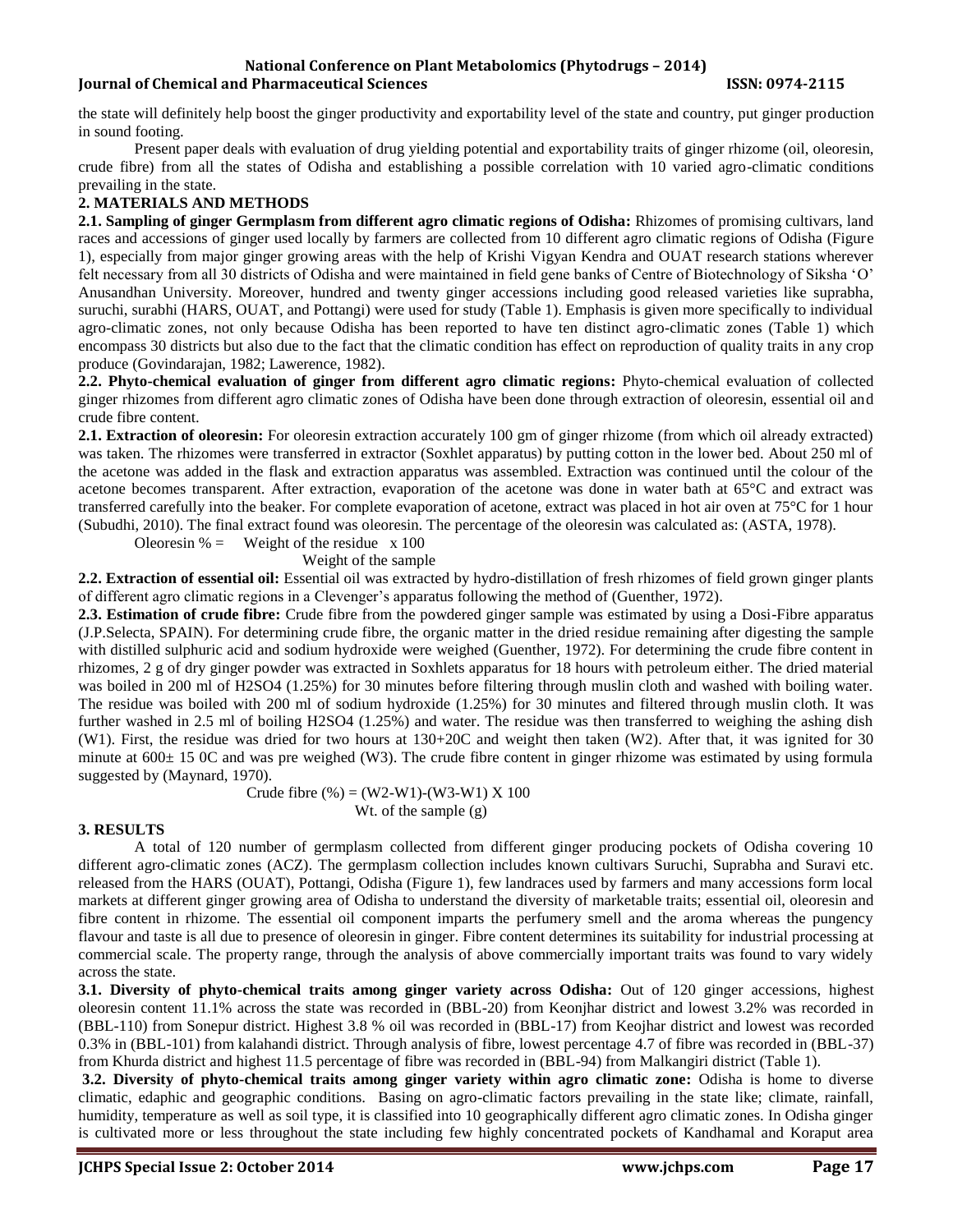the state will definitely help boost the ginger productivity and exportability level of the state and country, put ginger production in sound footing.

Present paper deals with evaluation of drug yielding potential and exportability traits of ginger rhizome (oil, oleoresin, crude fibre) from all the states of Odisha and establishing a possible correlation with 10 varied agro-climatic conditions prevailing in the state.

## 2. MATERIALS AND METHODS

**2.1. Sampling of ginger Germplasm from different agro climatic regions of Odisha:** Rhizomes of promising cultivars, land races and accessions of ginger used locally by farmers are collected from 10 different agro climatic regions of Odisha (Figure 1), especially from major ginger growing areas with the help of Krishi Vigyan Kendra and OUAT research stations wherever felt necessary from all 30 districts of Odisha and were maintained in field gene banks of Centre of Biotechnology of Siksha 'O' Anusandhan University. Moreover, hundred and twenty ginger accessions including good released varieties like suprabha, suruchi, surabhi (HARS, OUAT, and Pottangi) were used for study (Table 1). Emphasis is given more specifically to individual agro-climatic zones, not only because Odisha has been reported to have ten distinct agro-climatic zones (Table 1) which encompass 30 districts but also due to the fact that the climatic condition has effect on reproduction of quality traits in any crop produce (Govindarajan, 1982; Lawerence, 1982).

**2.2. Phyto-chemical evaluation of ginger from different agro climatic regions:** Phyto-chemical evaluation of collected ginger rhizomes from different agro climatic zones of Odisha have been done through extraction of oleoresin, essential oil and crude fibre content.

**2.1. Extraction of oleoresin:** For oleoresin extraction accurately 100 gm of ginger rhizome (from which oil already extracted) was taken. The rhizomes were transferred in extractor (Soxhlet apparatus) by putting cotton in the lower bed. About 250 ml of the acetone was added in the flask and extraction apparatus was assembled. Extraction was continued until the colour of the acetone becomes transparent. After extraction, evaporation of the acetone was done in water bath at 65°C and extract was transferred carefully into the beaker. For complete evaporation of acetone, extract was placed in hot air oven at 75°C for 1 hour (Subudhi, 2010). The final extract found was oleoresin. The percentage of the oleoresin was calculated as: (ASTA, 1978).

$$\text{Oleoresin \%} = \frac{\text{Weight of the residue}}{\text{Weight of the sample}} \times 100$$

**2.2. Extraction of essential oil:** Essential oil was extracted by hydro-distillation of fresh rhizomes of field grown ginger plants of different agro climatic regions in a Clevenger's apparatus following the method of (Guenther, 1972).

**2.3. Estimation of crude fibre:** Crude fibre from the powdered ginger sample was estimated by using a Dosi-Fibre apparatus (J.P.Selecta, SPAIN). For determining crude fibre, the organic matter in the dried residue remaining after digesting the sample with distilled sulphuric acid and sodium hydroxide were weighed (Guenther, 1972). For determining the crude fibre content in rhizomes, 2 g of dry ginger powder was extracted in Soxhlets apparatus for 18 hours with petroleum either. The dried material was boiled in 200 ml of $H_2SO_4$ (1.25%) for 30 minutes before filtering through muslin cloth and washed with boiling water. The residue was boiled with 200 ml of sodium hydroxide (1.25%) for 30 minutes and filtered through muslin cloth. It was further washed in 2.5 ml of boiling $H_2SO_4$ (1.25%) and water. The residue was then transferred to weighing the ashing dish (W1). First, the residue was dried for two hours at 130+20C and weight then taken (W2). After that, it was ignited for 30 minute at 600± 15 0C and was pre weighed (W3). The crude fibre content in ginger rhizome was estimated by using formula suggested by (Maynard, 1970).

$$\text{Crude fibre (\%)} = \frac{(W2-W1)-(W3-W1) \times 100}{\text{Wt. of the sample (g)}}$$

## 3. RESULTS

A total of 120 number of germplasm collected from different ginger producing pockets of Odisha covering 10 different agro-climatic zones (ACZ). The germplasm collection includes known cultivars Suruchi, Suprabha and Suravi etc. released from the HARS (OUAT), Pottangi, Odisha (Figure 1), few landraces used by farmers and many accessions form local markets at different ginger growing area of Odisha to understand the diversity of marketable traits; essential oil, oleoresin and fibre content in rhizome. The essential oil component imparts the perfumery smell and the aroma whereas the pungency flavour and taste is all due to presence of oleoresin in ginger. Fibre content determines its suitability for industrial processing at commercial scale. The property range, through the analysis of above commercially important traits was found to vary widely across the state.

**3.1. Diversity of phyto-chemical traits among ginger variety across Odisha:** Out of 120 ginger accessions, highest oleoresin content 11.1% across the state was recorded in (BBL-20) from Keonjhar district and lowest 3.2% was recorded in (BBL-110) from Sonepur district. Highest 3.8 % oil was recorded in (BBL-17) from Keojhar district and lowest was recorded 0.3% in (BBL-101) from kalahandi district. Through analysis of fibre, lowest percentage 4.7 of fibre was recorded in (BBL-37) from Khurda district and highest 11.5 percentage of fibre was recorded in (BBL-94) from Malkangiri district (Table 1).

**3.2. Diversity of phyto-chemical traits among ginger variety within agro climatic zone:** Odisha is home to diverse climatic, edaphic and geographic conditions. Basing on agro-climatic factors prevailing in the state like; climate, rainfall, humidity, temperature as well as soil type, it is classified into 10 geographically different agro climatic zones. In Odisha ginger is cultivated more or less throughout the state including few highly concentrated pockets of Kandhamal and Koraput area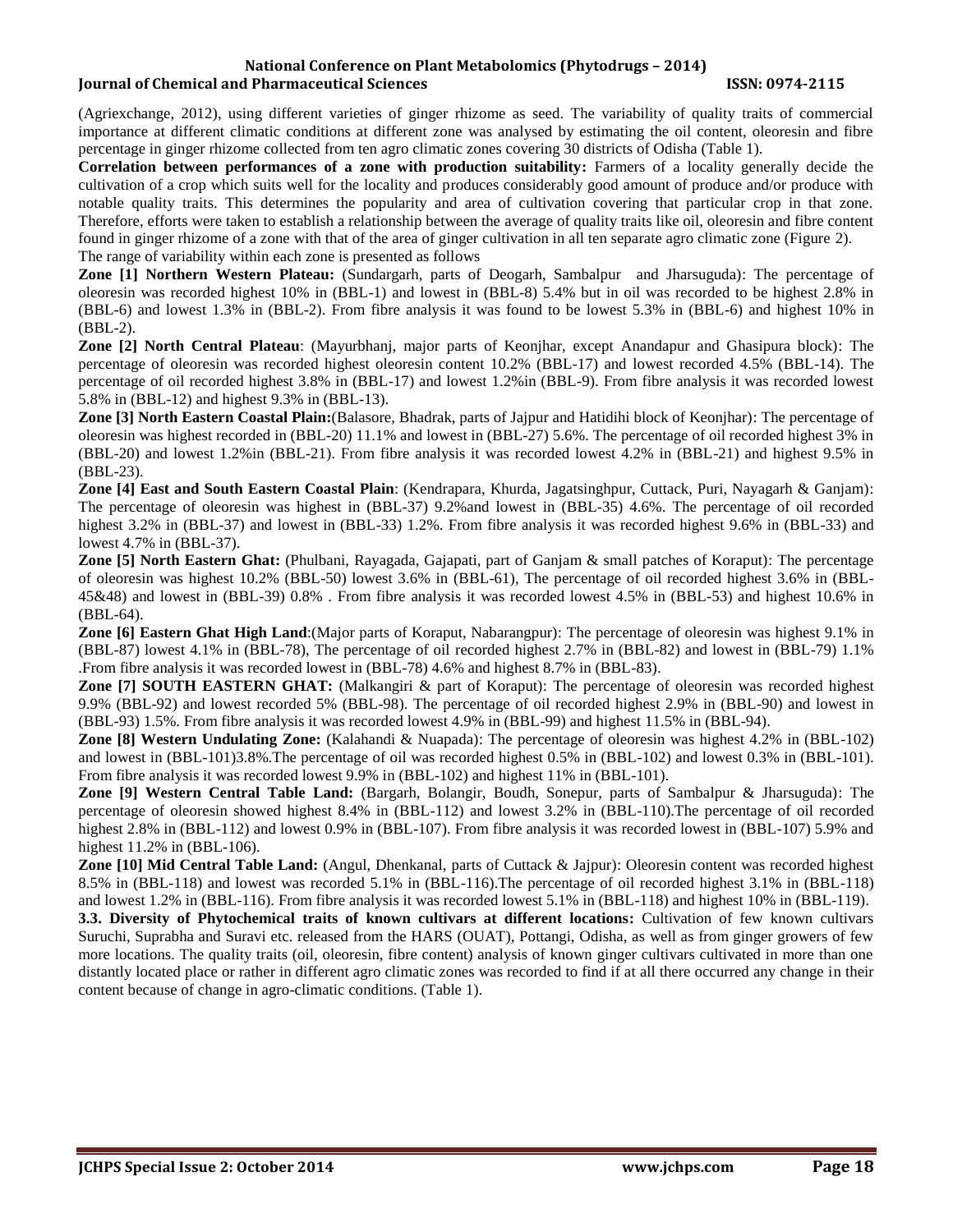(Agriexchange, 2012), using different varieties of ginger rhizome as seed. The variability of quality traits of commercial importance at different climatic conditions at different zone was analysed by estimating the oil content, oleoresin and fibre percentage in ginger rhizome collected from ten agro climatic zones covering 30 districts of Odisha (Table 1).

**Correlation between performances of a zone with production suitability:** Farmers of a locality generally decide the cultivation of a crop which suits well for the locality and produces considerably good amount of produce and/or produce with notable quality traits. This determines the popularity and area of cultivation covering that particular crop in that zone. Therefore, efforts were taken to establish a relationship between the average of quality traits like oil, oleoresin and fibre content found in ginger rhizome of a zone with that of the area of ginger cultivation in all ten separate agro climatic zone (Figure 2).

The range of variability within each zone is presented as follows

**Zone [1] Northern Western Plateau:** (Sundargarh, parts of Deogarh, Sambalpur and Jharsuguda): The percentage of oleoresin was recorded highest 10% in (BBL-1) and lowest in (BBL-8) 5.4% but in oil was recorded to be highest 2.8% in (BBL-6) and lowest 1.3% in (BBL-2). From fibre analysis it was found to be lowest 5.3% in (BBL-6) and highest 10% in (BBL-2).

**Zone [2] North Central Plateau**: (Mayurbhanj, major parts of Keonjhar, except Anandapur and Ghasipura block): The percentage of oleoresin was recorded highest oleoresin content 10.2% (BBL-17) and lowest recorded 4.5% (BBL-14). The percentage of oil recorded highest 3.8% in (BBL-17) and lowest 1.2%in (BBL-9). From fibre analysis it was recorded lowest 5.8% in (BBL-12) and highest 9.3% in (BBL-13).

**Zone [3] North Eastern Coastal Plain:**(Balasore, Bhadrak, parts of Jajpur and Hatidihi block of Keonjhar): The percentage of oleoresin was highest recorded in (BBL-20) 11.1% and lowest in (BBL-27) 5.6%. The percentage of oil recorded highest 3% in (BBL-20) and lowest 1.2%in (BBL-21). From fibre analysis it was recorded lowest 4.2% in (BBL-21) and highest 9.5% in (BBL-23).

**Zone [4] East and South Eastern Coastal Plain**: (Kendrapara, Khurda, Jagatsinghpur, Cuttack, Puri, Nayagarh & Ganjam): The percentage of oleoresin was highest in (BBL-37) 9.2%and lowest in (BBL-35) 4.6%. The percentage of oil recorded highest 3.2% in (BBL-37) and lowest in (BBL-33) 1.2%. From fibre analysis it was recorded highest 9.6% in (BBL-33) and lowest 4.7% in (BBL-37).

**Zone [5] North Eastern Ghat:** (Phulbani, Rayagada, Gajapati, part of Ganjam & small patches of Koraput): The percentage of oleoresin was highest 10.2% (BBL-50) lowest 3.6% in (BBL-61), The percentage of oil recorded highest 3.6% in (BBL-45&48) and lowest in (BBL-39) 0.8% . From fibre analysis it was recorded lowest 4.5% in (BBL-53) and highest 10.6% in (BBL-64).

**Zone [6] Eastern Ghat High Land**:(Major parts of Koraput, Nabarangpur): The percentage of oleoresin was highest 9.1% in (BBL-87) lowest 4.1% in (BBL-78), The percentage of oil recorded highest 2.7% in (BBL-82) and lowest in (BBL-79) 1.1% .From fibre analysis it was recorded lowest in (BBL-78) 4.6% and highest 8.7% in (BBL-83).

**Zone [7] SOUTH EASTERN GHAT:** (Malkangiri & part of Koraput): The percentage of oleoresin was recorded highest 9.9% (BBL-92) and lowest recorded 5% (BBL-98). The percentage of oil recorded highest 2.9% in (BBL-90) and lowest in (BBL-93) 1.5%. From fibre analysis it was recorded lowest 4.9% in (BBL-99) and highest 11.5% in (BBL-94).

**Zone [8] Western Undulating Zone:** (Kalahandi & Nuapada): The percentage of oleoresin was highest 4.2% in (BBL-102) and lowest in (BBL-101)3.8%.The percentage of oil was recorded highest 0.5% in (BBL-102) and lowest 0.3% in (BBL-101). From fibre analysis it was recorded lowest 9.9% in (BBL-102) and highest 11% in (BBL-101).

**Zone [9] Western Central Table Land:** (Bargarh, Bolangir, Boudh, Sonepur, parts of Sambalpur & Jharsuguda): The percentage of oleoresin showed highest 8.4% in (BBL-112) and lowest 3.2% in (BBL-110).The percentage of oil recorded highest 2.8% in (BBL-112) and lowest 0.9% in (BBL-107). From fibre analysis it was recorded lowest in (BBL-107) 5.9% and highest 11.2% in (BBL-106).

**Zone [10] Mid Central Table Land:** (Angul, Dhenkanal, parts of Cuttack & Jajpur): Oleoresin content was recorded highest 8.5% in (BBL-118) and lowest was recorded 5.1% in (BBL-116).The percentage of oil recorded highest 3.1% in (BBL-118) and lowest 1.2% in (BBL-116). From fibre analysis it was recorded lowest 5.1% in (BBL-118) and highest 10% in (BBL-119).

**3.3. Diversity of Phytochemical traits of known cultivars at different locations:** Cultivation of few known cultivars Suruchi, Suprabha and Suravi etc. released from the HARS (OUAT), Pottangi, Odisha, as well as from ginger growers of few more locations. The quality traits (oil, oleoresin, fibre content) analysis of known ginger cultivars cultivated in more than one distantly located place or rather in different agro climatic zones was recorded to find if at all there occurred any change in their content because of change in agro-climatic conditions. (Table 1).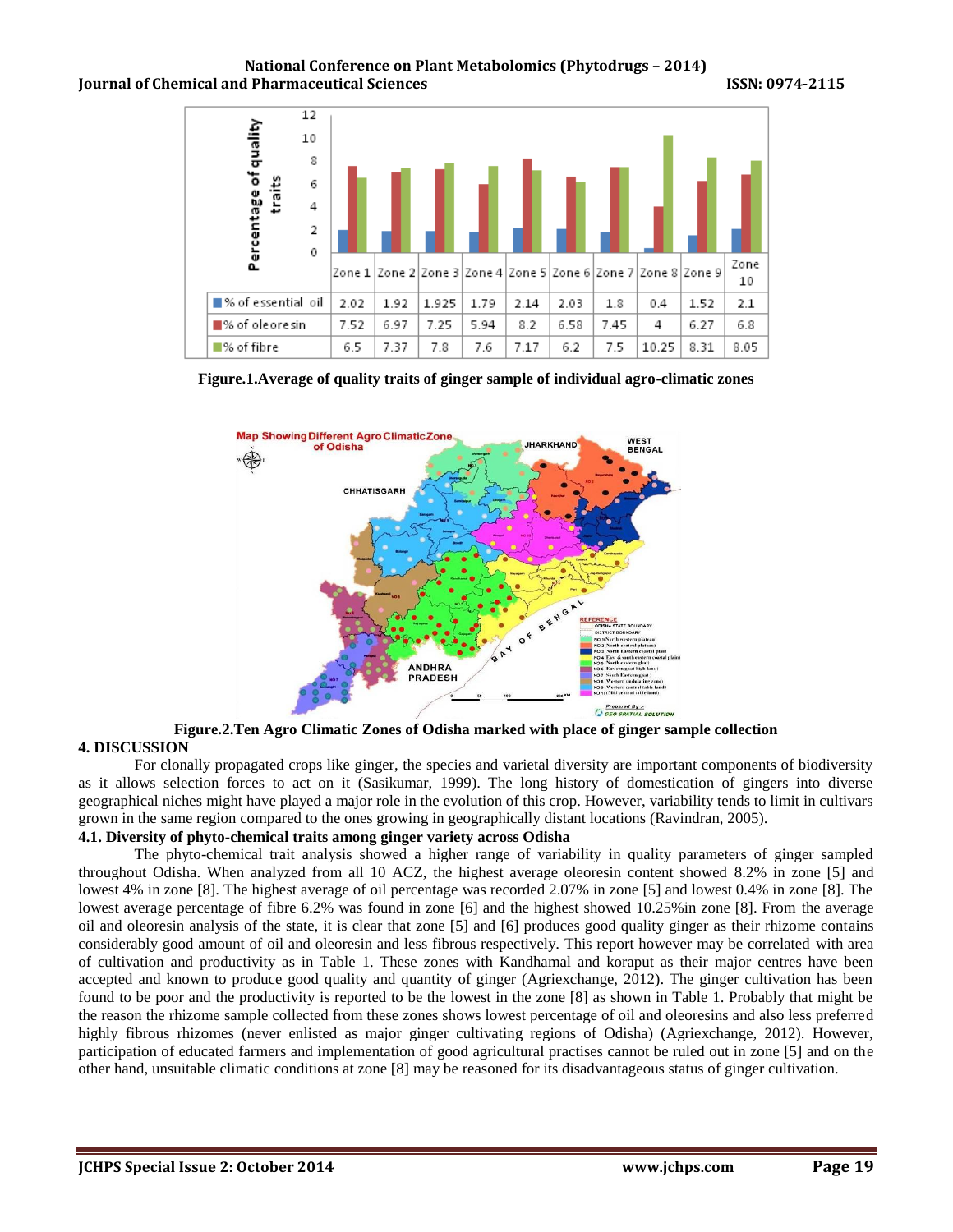| | Zone 1 | Zone 2 | Zone 3 | Zone 4 | Zone 5 | Zone 6 | Zone 7 | Zone 8 | Zone 9 | Zone 10 |
|---|---|---|---|---|---|---|---|---|---|---|
| % of essential oil | 2.02 | 1.92 | 1.925 | 1.79 | 2.14 | 2.03 | 1.8 | 0.4 | 1.52 | 2.1 |
| % of oleoresin | 7.52 | 6.97 | 7.25 | 5.94 | 8.2 | 6.58 | 7.45 | 4 | 6.27 | 6.8 |
| % of fibre | 6.5 | 7.37 | 7.8 | 7.6 | 7.17 | 6.2 | 7.5 | 10.25 | 8.31 | 8.05 |

**Figure.1.Average of quality traits of ginger sample of individual agro-climatic zones**

**Figure.2.Ten Agro Climatic Zones of Odisha marked with place of ginger sample collection**

## 4. DISCUSSION

For clonally propagated crops like ginger, the species and varietal diversity are important components of biodiversity as it allows selection forces to act on it (Sasikumar, 1999). The long history of domestication of gingers into diverse geographical niches might have played a major role in the evolution of this crop. However, variability tends to limit in cultivars grown in the same region compared to the ones growing in geographically distant locations (Ravindran, 2005).

### 4.1. Diversity of phyto-chemical traits among ginger variety across Odisha

The phyto-chemical trait analysis showed a higher range of variability in quality parameters of ginger sampled throughout Odisha. When analyzed from all 10 ACZ, the highest average oleoresin content showed 8.2% in zone [5] and lowest 4% in zone [8]. The highest average of oil percentage was recorded 2.07% in zone [5] and lowest 0.4% in zone [8]. The lowest average percentage of fibre 6.2% was found in zone [6] and the highest showed 10.25%in zone [8]. From the average oil and oleoresin analysis of the state, it is clear that zone [5] and [6] produces good quality ginger as their rhizome contains considerably good amount of oil and oleoresin and less fibrous respectively. This report however may be correlated with area of cultivation and productivity as in Table 1. These zones with Kandhamal and koraput as their major centres have been accepted and known to produce good quality and quantity of ginger (Agriexchange, 2012). The ginger cultivation has been found to be poor and the productivity is reported to be the lowest in the zone [8] as shown in Table 1. Probably that might be the reason the rhizome sample collected from these zones shows lowest percentage of oil and oleoresins and also less preferred highly fibrous rhizomes (never enlisted as major ginger cultivating regions of Odisha) (Agriexchange, 2012). However, participation of educated farmers and implementation of good agricultural practises cannot be ruled out in zone [5] and on the other hand, unsuitable climatic conditions at zone [8] may be reasoned for its disadvantageous status of ginger cultivation.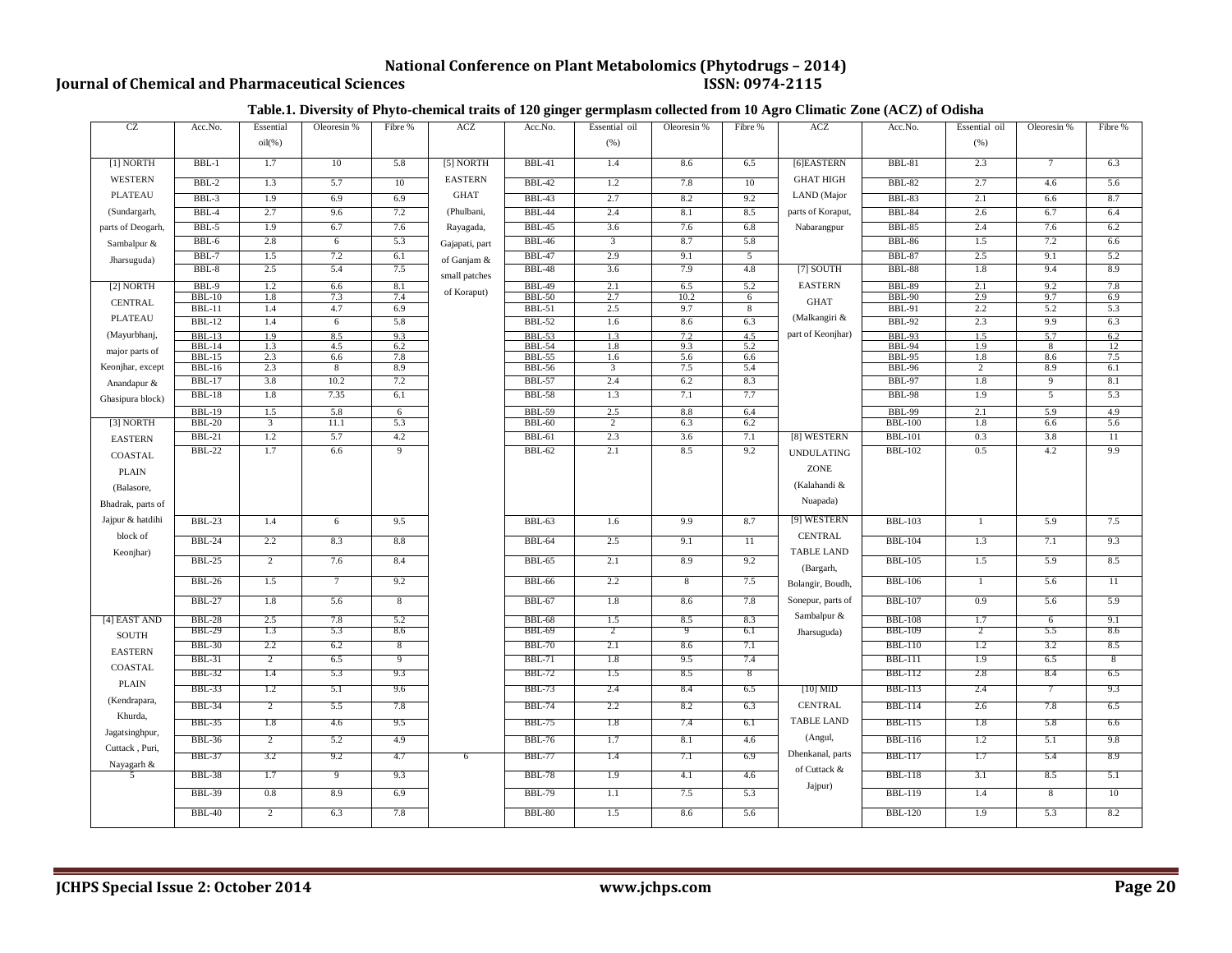**Table.1. Diversity of Phyto-chemical traits of 120 ginger germplasm collected from 10 Agro Climatic Zone (ACZ) of Odisha**

| CZ | Acc.No. | Essential oil(%) | Oleoresin % | Fibre % | ACZ | Acc.No. | Essential oil (%) | Oleoresin % | Fibre % | ACZ | Acc.No. | Essential oil (%) | Oleoresin % | Fibre % |
|---|---|---|---|---|---|---|---|---|---|---|---|---|---|---|
| [1] NORTH WESTERN PLATEAU (Sundargarh, parts of Deogarh, Sambalpur & Jharsuguda) | BBL-1 | 1.7 | 10 | 5.8 | [5] NORTH EASTERN GHAT (Phulbani, Rayagada, Gajapati, part of Ganjam & small patches of Koraput) | BBL-41 | 1.4 | 8.6 | 6.5 | [6]EASTERN GHAT HIGH LAND (Major parts of Koraput, Nabarangpur | BBL-81 | 2.3 | 7 | 6.3 |
| | BBL-2 | 1.3 | 5.7 | 10 | | BBL-42 | 1.2 | 7.8 | 10 | | BBL-82 | 2.7 | 4.6 | 5.6 |
| | BBL-3 | 1.9 | 6.9 | 6.9 | | BBL-43 | 2.7 | 8.2 | 9.2 | | BBL-83 | 2.1 | 6.6 | 8.7 |
| | BBL-4 | 2.7 | 9.6 | 7.2 | | BBL-44 | 2.4 | 8.1 | 8.5 | | BBL-84 | 2.6 | 6.7 | 6.4 |
| | BBL-5 | 1.9 | 6.7 | 7.6 | | BBL-45 | 3.6 | 7.6 | 6.8 | | BBL-85 | 2.4 | 7.6 | 6.2 |
| | BBL-6 | 2.8 | 6 | 5.3 | | BBL-46 | 3 | 8.7 | 5.8 | | BBL-86 | 1.5 | 7.2 | 6.6 |
| | BBL-7 | 1.5 | 7.2 | 6.1 | | BBL-47 | 2.9 | 9.1 | 5 | | BBL-87 | 2.5 | 9.1 | 5.2 |
| | BBL-8 | 2.5 | 5.4 | 7.5 | | BBL-48 | 3.6 | 7.9 | 4.8 | [7] SOUTH EASTERN GHAT (Malkangiri & part of Keonjhar) | BBL-88 | 1.8 | 9.4 | 8.9 |
| [2] NORTH CENTRAL PLATEAU (Mayurbhanj, major parts of Keonjhar, except Anandapur & Ghasipura block) | BBL-9 | 1.2 | 6.6 | 8.1 | | BBL-49 | 2.1 | 6.5 | 5.2 | | BBL-89 | 2.1 | 9.2 | 7.8 |
| | BBL-10 | 1.8 | 7.3 | 7.4 | | BBL-50 | 2.7 | 10.2 | 6 | | BBL-90 | 2.9 | 9.7 | 6.9 |
| | BBL-11 | 1.4 | 4.7 | 6.9 | | BBL-51 | 2.5 | 9.7 | 8 | | BBL-91 | 2.2 | 5.2 | 5.3 |
| | BBL-12 | 1.4 | 6 | 5.8 | | BBL-52 | 1.6 | 8.6 | 6.3 | | BBL-92 | 2.3 | 9.9 | 6.3 |
| | BBL-13 | 1.9 | 8.5 | 9.3 | | BBL-53 | 1.3 | 7.2 | 4.5 | | BBL-93 | 1.5 | 5.7 | 6.2 |
| | BBL-14 | 1.3 | 4.5 | 6.2 | | BBL-54 | 1.8 | 9.3 | 5.2 | | BBL-94 | 1.9 | 8 | 12 |
| | BBL-15 | 2.3 | 6.6 | 7.8 | | BBL-55 | 1.6 | 5.6 | 6.6 | | BBL-95 | 1.8 | 8.6 | 7.5 |
| | BBL-16 | 2.3 | 8 | 8.9 | | BBL-56 | 3 | 7.5 | 5.4 | | BBL-96 | 2 | 8.9 | 6.1 |
| | BBL-17 | 3.8 | 10.2 | 7.2 | | BBL-57 | 2.4 | 6.2 | 8.3 | | BBL-97 | 1.8 | 9 | 8.1 |
| | BBL-18 | 1.8 | 7.35 | 6.1 | | BBL-58 | 1.3 | 7.1 | 7.7 | | BBL-98 | 1.9 | 5 | 5.3 |
| | BBL-19 | 1.5 | 5.8 | 6 | | BBL-59 | 2.5 | 8.8 | 6.4 | | BBL-99 | 2.1 | 5.9 | 4.9 |
| [3] NORTH EASTERN COASTAL PLAIN (Balasore, Bhadrak, parts of Jajpur & hatdihi block of Keonjhar) | BBL-20 | 3 | 11.1 | 5.3 | | BBL-60 | 2 | 6.3 | 6.2 | | BBL-100 | 1.8 | 6.6 | 5.6 |
| | BBL-21 | 1.2 | 5.7 | 4.2 | | BBL-61 | 2.3 | 3.6 | 7.1 | [8] WESTERN UNDULATING ZONE (Kalahandi & Nuapada) | BBL-101 | 0.3 | 3.8 | 11 |
| | BBL-22 | 1.7 | 6.6 | 9 | | BBL-62 | 2.1 | 8.5 | 9.2 | | BBL-102 | 0.5 | 4.2 | 9.9 |
| | BBL-23 | 1.4 | 6 | 9.5 | | BBL-63 | 1.6 | 9.9 | 8.7 | [9] WESTERN CENTRAL TABLE LAND (Bargarh, Bolangir, Boudh, Sonepur, parts of Sambalpur & Jharsuguda) | BBL-103 | 1 | 5.9 | 7.5 |
| | BBL-24 | 2.2 | 8.3 | 8.8 | | BBL-64 | 2.5 | 9.1 | 11 | | BBL-104 | 1.3 | 7.1 | 9.3 |
| | BBL-25 | 2 | 7.6 | 8.4 | | BBL-65 | 2.1 | 8.9 | 9.2 | | BBL-105 | 1.5 | 5.9 | 8.5 |
| | BBL-26 | 1.5 | 7 | 9.2 | | BBL-66 | 2.2 | 8 | 7.5 | | BBL-106 | 1 | 5.6 | 11 |
| | BBL-27 | 1.8 | 5.6 | 8 | | BBL-67 | 1.8 | 8.6 | 7.8 | | BBL-107 | 0.9 | 5.6 | 5.9 |
| [4] EAST AND SOUTH EASTERN COASTAL PLAIN (Kendrapara, Khurda, Jagatsinghpur, Cuttack , Puri, Nayagarh & 5 | BBL-28 | 2.5 | 7.8 | 5.2 | | BBL-68 | 1.5 | 8.5 | 8.3 | | BBL-108 | 1.7 | 6 | 9.1 |
| | BBL-29 | 1.3 | 5.3 | 8.6 | | BBL-69 | 2 | 9 | 6.1 | | BBL-109 | 2 | 5.5 | 8.6 |
| | BBL-30 | 2.2 | 6.2 | 8 | | BBL-70 | 2.1 | 8.6 | 7.1 | | BBL-110 | 1.2 | 3.2 | 8.5 |
| | BBL-31 | 2 | 6.5 | 9 | | BBL-71 | 1.8 | 9.5 | 7.4 | | BBL-111 | 1.9 | 6.5 | 8 |
| | BBL-32 | 1.4 | 5.3 | 9.3 | | BBL-72 | 1.5 | 8.5 | 8 | | BBL-112 | 2.8 | 8.4 | 6.5 |
| | BBL-33 | 1.2 | 5.1 | 9.6 | | BBL-73 | 2.4 | 8.4 | 6.5 | [10] MID CENTRAL TABLE LAND (Angul, Dhenkanal, parts of Cuttack & Jajpur) | BBL-113 | 2.4 | 7 | 9.3 |
| | BBL-34 | 2 | 5.5 | 7.8 | | BBL-74 | 2.2 | 8.2 | 6.3 | | BBL-114 | 2.6 | 7.8 | 6.5 |
| | BBL-35 | 1.8 | 4.6 | 9.5 | | BBL-75 | 1.8 | 7.4 | 6.1 | | BBL-115 | 1.8 | 5.8 | 6.6 |
| | BBL-36 | 2 | 5.2 | 4.9 | | BBL-76 | 1.7 | 8.1 | 4.6 | | BBL-116 | 1.2 | 5.1 | 9.8 |
| | BBL-37 | 3.2 | 9.2 | 4.7 | 6 | BBL-77 | 1.4 | 7.1 | 6.9 | | BBL-117 | 1.7 | 5.4 | 8.9 |
| | BBL-38 | 1.7 | 9 | 9.3 | | BBL-78 | 1.9 | 4.1 | 4.6 | | BBL-118 | 3.1 | 8.5 | 5.1 |
| | BBL-39 | 0.8 | 8.9 | 6.9 | | BBL-79 | 1.1 | 7.5 | 5.3 | | BBL-119 | 1.4 | 8 | 10 |
| | BBL-40 | 2 | 6.3 | 7.8 | | BBL-80 | 1.5 | 8.6 | 5.6 | | BBL-120 | 1.9 | 5.3 | 8.2 |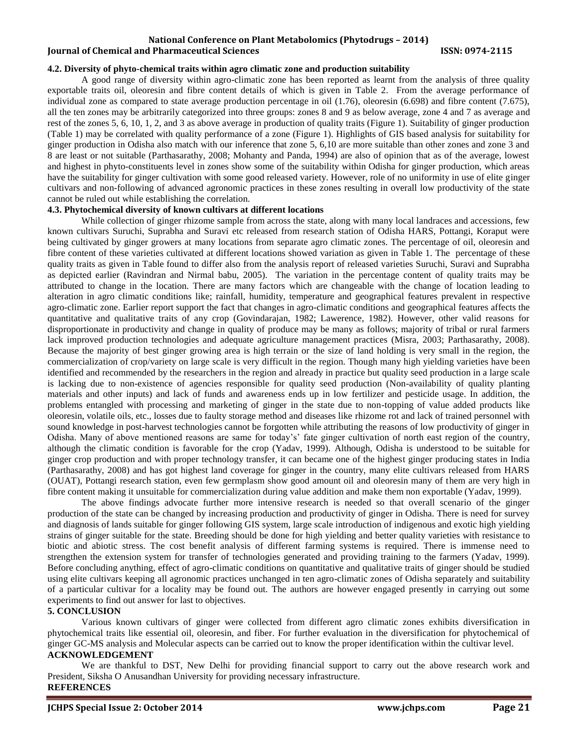### 4.2. Diversity of phyto-chemical traits within agro climatic zone and production suitability

A good range of diversity within agro-climatic zone has been reported as learnt from the analysis of three quality exportable traits oil, oleoresin and fibre content details of which is given in Table 2. From the average performance of individual zone as compared to state average production percentage in oil (1.76), oleoresin (6.698) and fibre content (7.675), all the ten zones may be arbitrarily categorized into three groups: zones 8 and 9 as below average, zone 4 and 7 as average and rest of the zones 5, 6, 10, 1, 2, and 3 as above average in production of quality traits (Figure 1). Suitability of ginger production (Table 1) may be correlated with quality performance of a zone (Figure 1). Highlights of GIS based analysis for suitability for ginger production in Odisha also match with our inference that zone 5, 6,10 are more suitable than other zones and zone 3 and 8 are least or not suitable (Parthasarathy, 2008; Mohanty and Panda, 1994) are also of opinion that as of the average, lowest and highest in phyto-constituents level in zones show some of the suitability within Odisha for ginger production, which areas have the suitability for ginger cultivation with some good released variety. However, role of no uniformity in use of elite ginger cultivars and non-following of advanced agronomic practices in these zones resulting in overall low productivity of the state cannot be ruled out while establishing the correlation.

### 4.3. Phytochemical diversity of known cultivars at different locations

While collection of ginger rhizome sample from across the state, along with many local landraces and accessions, few known cultivars Suruchi, Suprabha and Suravi etc released from research station of Odisha HARS, Pottangi, Koraput were being cultivated by ginger growers at many locations from separate agro climatic zones. The percentage of oil, oleoresin and fibre content of these varieties cultivated at different locations showed variation as given in Table 1. The percentage of these quality traits as given in Table found to differ also from the analysis report of released varieties Suruchi, Suravi and Suprabha as depicted earlier (Ravindran and Nirmal babu, 2005). The variation in the percentage content of quality traits may be attributed to change in the location. There are many factors which are changeable with the change of location leading to alteration in agro climatic conditions like; rainfall, humidity, temperature and geographical features prevalent in respective agro-climatic zone. Earlier report support the fact that changes in agro-climatic conditions and geographical features affects the quantitative and qualitative traits of any crop (Govindarajan, 1982; Lawerence, 1982). However, other valid reasons for disproportionate in productivity and change in quality of produce may be many as follows; majority of tribal or rural farmers lack improved production technologies and adequate agriculture management practices (Misra, 2003; Parthasarathy, 2008). Because the majority of best ginger growing area is high terrain or the size of land holding is very small in the region, the commercialization of crop/variety on large scale is very difficult in the region. Though many high yielding varieties have been identified and recommended by the researchers in the region and already in practice but quality seed production in a large scale is lacking due to non-existence of agencies responsible for quality seed production (Non-availability of quality planting materials and other inputs) and lack of funds and awareness ends up in low fertilizer and pesticide usage. In addition, the problems entangled with processing and marketing of ginger in the state due to non-topping of value added products like oleoresin, volatile oils, etc., losses due to faulty storage method and diseases like rhizome rot and lack of trained personnel with sound knowledge in post-harvest technologies cannot be forgotten while attributing the reasons of low productivity of ginger in Odisha. Many of above mentioned reasons are same for today's' fate ginger cultivation of north east region of the country, although the climatic condition is favorable for the crop (Yadav, 1999). Although, Odisha is understood to be suitable for ginger crop production and with proper technology transfer, it can became one of the highest ginger producing states in India (Parthasarathy, 2008) and has got highest land coverage for ginger in the country, many elite cultivars released from HARS (OUAT), Pottangi research station, even few germplasm show good amount oil and oleoresin many of them are very high in fibre content making it unsuitable for commercialization during value addition and make them non exportable (Yadav, 1999).

The above findings advocate further more intensive research is needed so that overall scenario of the ginger production of the state can be changed by increasing production and productivity of ginger in Odisha. There is need for survey and diagnosis of lands suitable for ginger following GIS system, large scale introduction of indigenous and exotic high yielding strains of ginger suitable for the state. Breeding should be done for high yielding and better quality varieties with resistance to biotic and abiotic stress. The cost benefit analysis of different farming systems is required. There is immense need to strengthen the extension system for transfer of technologies generated and providing training to the farmers (Yadav, 1999). Before concluding anything, effect of agro-climatic conditions on quantitative and qualitative traits of ginger should be studied using elite cultivars keeping all agronomic practices unchanged in ten agro-climatic zones of Odisha separately and suitability of a particular cultivar for a locality may be found out. The authors are however engaged presently in carrying out some experiments to find out answer for last to objectives.

## 5. CONCLUSION

Various known cultivars of ginger were collected from different agro climatic zones exhibits diversification in phytochemical traits like essential oil, oleoresin, and fiber. For further evaluation in the diversification for phytochemical of ginger GC-MS analysis and Molecular aspects can be carried out to know the proper identification within the cultivar level.

## ACKNOWLEDGEMENT

We are thankful to DST, New Delhi for providing financial support to carry out the above research work and President, Siksha O Anusandhan University for providing necessary infrastructure.

## REFERENCES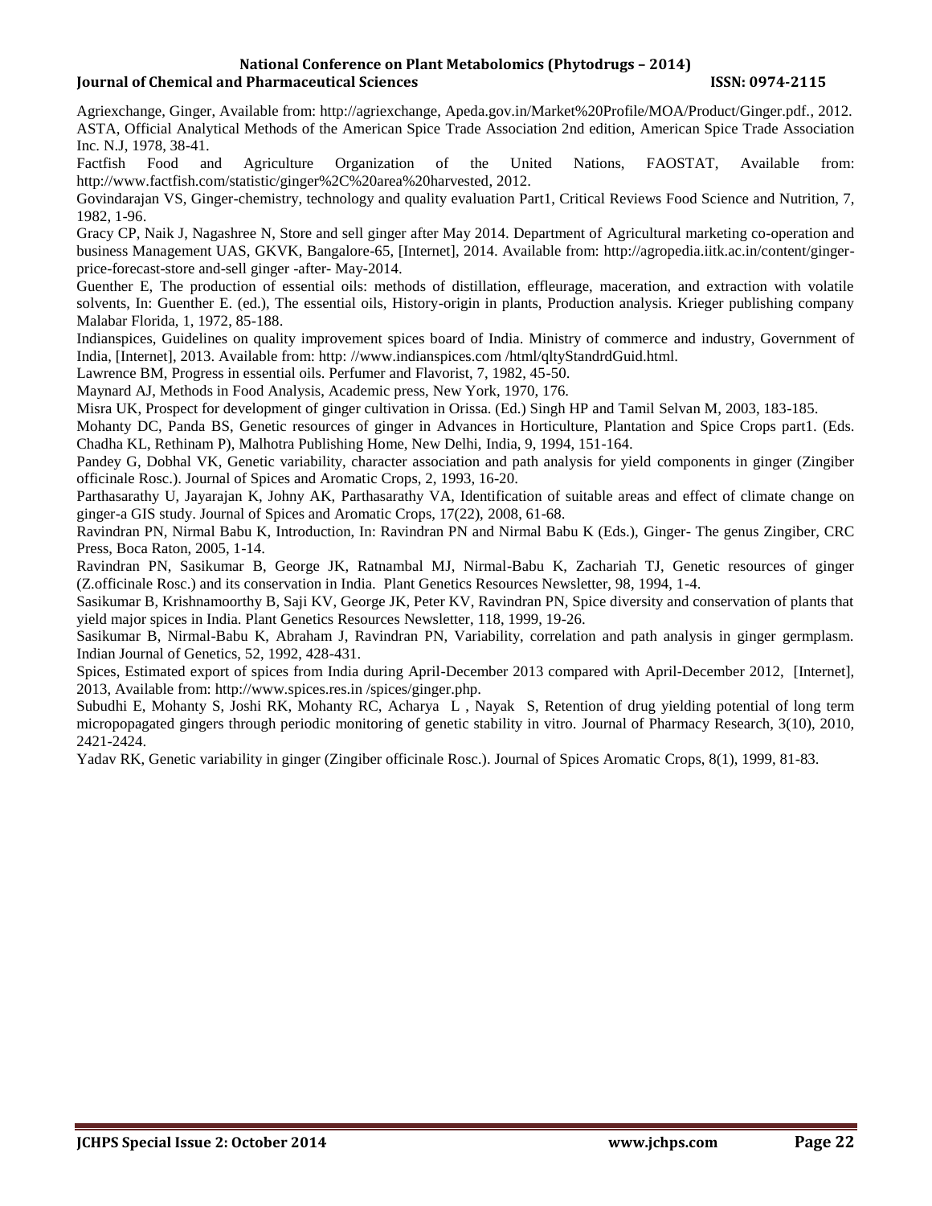Agriexchange, Ginger, Available from: http://agriexchange, Apeda.gov.in/Market%20Profile/MOA/Product/Ginger.pdf., 2012.

ASTA, Official Analytical Methods of the American Spice Trade Association 2nd edition, American Spice Trade Association Inc. N.J, 1978, 38-41.

Factfish Food and Agriculture Organization of the United Nations, FAOSTAT, Available from: http://www.factfish.com/statistic/ginger%2C%20area%20harvested, 2012.

Govindarajan VS, Ginger-chemistry, technology and quality evaluation Part1, Critical Reviews Food Science and Nutrition, 7, 1982, 1-96.

Gracy CP, Naik J, Nagashree N, Store and sell ginger after May 2014. Department of Agricultural marketing co-operation and business Management UAS, GKVK, Bangalore-65, [Internet], 2014. Available from: http://agropedia.iitk.ac.in/content/ginger-price-forecast-store and-sell ginger -after- May-2014.

Guenther E, The production of essential oils: methods of distillation, effleurage, maceration, and extraction with volatile solvents, In: Guenther E. (ed.), The essential oils, History-origin in plants, Production analysis. Krieger publishing company Malabar Florida, 1, 1972, 85-188.

Indianspices, Guidelines on quality improvement spices board of India. Ministry of commerce and industry, Government of India, [Internet], 2013. Available from: http: //www.indianspices.com /html/qltyStandrdGuid.html.

Lawrence BM, Progress in essential oils. Perfumer and Flavorist, 7, 1982, 45-50.

Maynard AJ, Methods in Food Analysis, Academic press, New York, 1970, 176.

Misra UK, Prospect for development of ginger cultivation in Orissa. (Ed.) Singh HP and Tamil Selvan M, 2003, 183-185.

Mohanty DC, Panda BS, Genetic resources of ginger in Advances in Horticulture, Plantation and Spice Crops part1. (Eds. Chadha KL, Rethinam P), Malhotra Publishing Home, New Delhi, India, 9, 1994, 151-164.

Pandey G, Dobhal VK, Genetic variability, character association and path analysis for yield components in ginger (Zingiber officinale Rosc.). Journal of Spices and Aromatic Crops, 2, 1993, 16-20.

Parthasarathy U, Jayarajan K, Johny AK, Parthasarathy VA, Identification of suitable areas and effect of climate change on ginger-a GIS study. Journal of Spices and Aromatic Crops, 17(22), 2008, 61-68.

Ravindran PN, Nirmal Babu K, Introduction, In: Ravindran PN and Nirmal Babu K (Eds.), Ginger- The genus Zingiber, CRC Press, Boca Raton, 2005, 1-14.

Ravindran PN, Sasikumar B, George JK, Ratnambal MJ, Nirmal-Babu K, Zachariah TJ, Genetic resources of ginger (Z.officinale Rosc.) and its conservation in India. Plant Genetics Resources Newsletter, 98, 1994, 1-4.

Sasikumar B, Krishnamoorthy B, Saji KV, George JK, Peter KV, Ravindran PN, Spice diversity and conservation of plants that yield major spices in India. Plant Genetics Resources Newsletter, 118, 1999, 19-26.

Sasikumar B, Nirmal-Babu K, Abraham J, Ravindran PN, Variability, correlation and path analysis in ginger germplasm. Indian Journal of Genetics, 52, 1992, 428-431.

Spices, Estimated export of spices from India during April-December 2013 compared with April-December 2012, [Internet], 2013, Available from: http://www.spices.res.in /spices/ginger.php.

Subudhi E, Mohanty S, Joshi RK, Mohanty RC, Acharya L , Nayak S, Retention of drug yielding potential of long term micropopagated gingers through periodic monitoring of genetic stability in vitro. Journal of Pharmacy Research, 3(10), 2010, 2421-2424.

Yadav RK, Genetic variability in ginger (Zingiber officinale Rosc.). Journal of Spices Aromatic Crops, 8(1), 1999, 81-83.